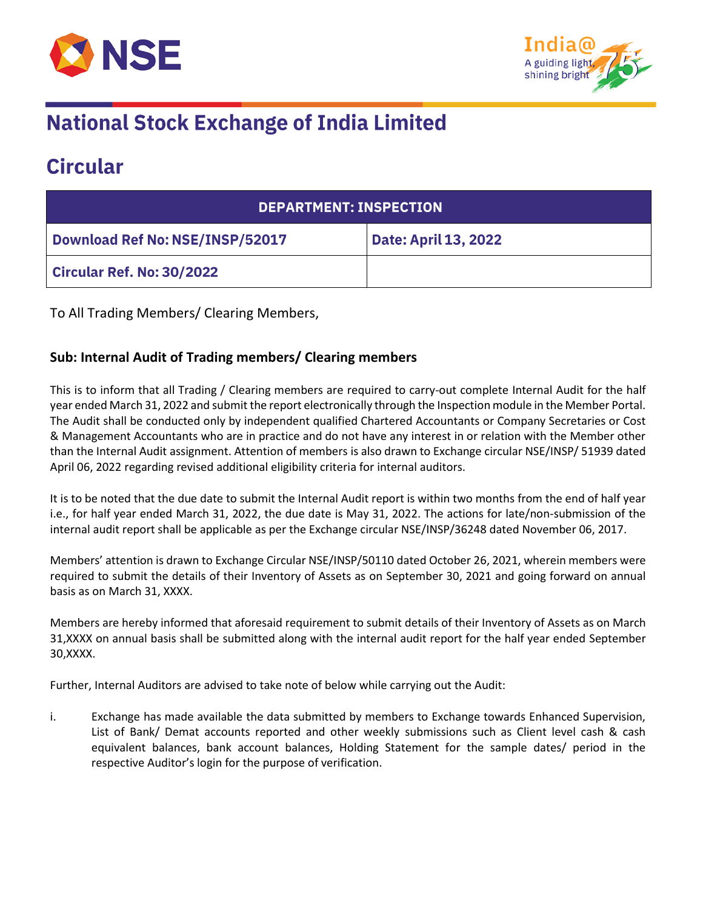# National Stock Exchange of India Limited

## Circular

| DEPARTMENT: INSPECTION | |
|---|---|
| Download Ref No: NSE/INSP/52017 | Date: April 13, 2022 |
| Circular Ref. No: 30/2022 | |

To All Trading Members/ Clearing Members,

**Sub: Internal Audit of Trading members/ Clearing members**

This is to inform that all Trading / Clearing members are required to carry-out complete Internal Audit for the half year ended March 31, 2022 and submit the report electronically through the Inspection module in the Member Portal. The Audit shall be conducted only by independent qualified Chartered Accountants or Company Secretaries or Cost & Management Accountants who are in practice and do not have any interest in or relation with the Member other than the Internal Audit assignment. Attention of members is also drawn to Exchange circular NSE/INSP/ 51939 dated April 06, 2022 regarding revised additional eligibility criteria for internal auditors.

It is to be noted that the due date to submit the Internal Audit report is within two months from the end of half year i.e., for half year ended March 31, 2022, the due date is May 31, 2022. The actions for late/non-submission of the internal audit report shall be applicable as per the Exchange circular NSE/INSP/36248 dated November 06, 2017.

Members' attention is drawn to Exchange Circular NSE/INSP/50110 dated October 26, 2021, wherein members were required to submit the details of their Inventory of Assets as on September 30, 2021 and going forward on annual basis as on March 31, XXXX.

Members are hereby informed that aforesaid requirement to submit details of their Inventory of Assets as on March 31,XXXX on annual basis shall be submitted along with the internal audit report for the half year ended September 30,XXXX.

Further, Internal Auditors are advised to take note of below while carrying out the Audit:

i. Exchange has made available the data submitted by members to Exchange towards Enhanced Supervision, List of Bank/ Demat accounts reported and other weekly submissions such as Client level cash & cash equivalent balances, bank account balances, Holding Statement for the sample dates/ period in the respective Auditor's login for the purpose of verification.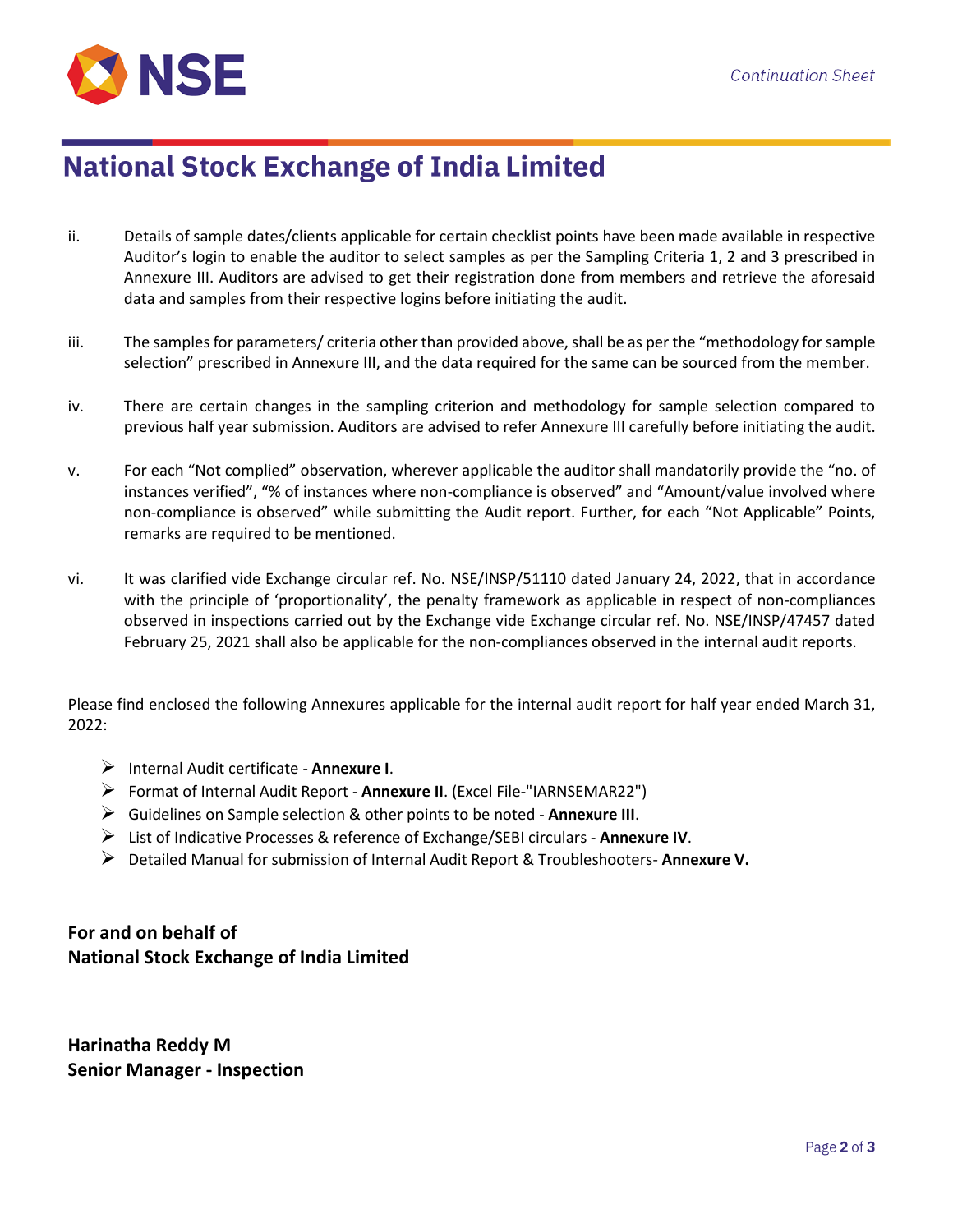ii. Details of sample dates/clients applicable for certain checklist points have been made available in respective Auditor's login to enable the auditor to select samples as per the Sampling Criteria 1, 2 and 3 prescribed in Annexure III. Auditors are advised to get their registration done from members and retrieve the aforesaid data and samples from their respective logins before initiating the audit.

iii. The samples for parameters/ criteria other than provided above, shall be as per the "methodology for sample selection" prescribed in Annexure III, and the data required for the same can be sourced from the member.

iv. There are certain changes in the sampling criterion and methodology for sample selection compared to previous half year submission. Auditors are advised to refer Annexure III carefully before initiating the audit.

v. For each "Not complied" observation, wherever applicable the auditor shall mandatorily provide the "no. of instances verified", "% of instances where non-compliance is observed" and "Amount/value involved where non-compliance is observed" while submitting the Audit report. Further, for each "Not Applicable" Points, remarks are required to be mentioned.

vi. It was clarified vide Exchange circular ref. No. NSE/INSP/51110 dated January 24, 2022, that in accordance with the principle of 'proportionality', the penalty framework as applicable in respect of non-compliances observed in inspections carried out by the Exchange vide Exchange circular ref. No. NSE/INSP/47457 dated February 25, 2021 shall also be applicable for the non-compliances observed in the internal audit reports.

Please find enclosed the following Annexures applicable for the internal audit report for half year ended March 31, 2022:

- Internal Audit certificate - **Annexure I**.
- Format of Internal Audit Report - **Annexure II**. (Excel File-"IARNSEMAR22")
- Guidelines on Sample selection & other points to be noted - **Annexure III**.
- List of Indicative Processes & reference of Exchange/SEBI circulars - **Annexure IV**.
- Detailed Manual for submission of Internal Audit Report & Troubleshooters- **Annexure V.**

**For and on behalf of**
**National Stock Exchange of India Limited**

**Harinatha Reddy M**
**Senior Manager - Inspection**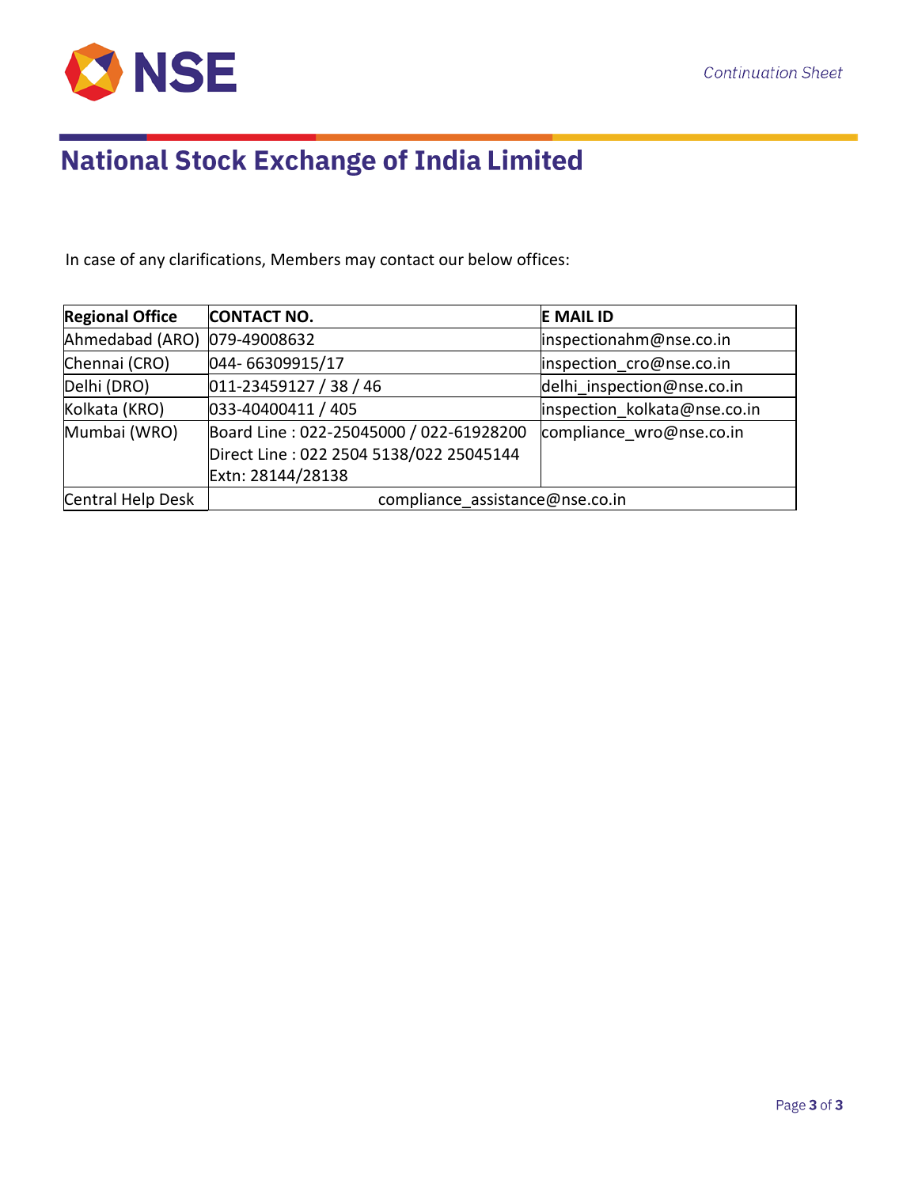# National Stock Exchange of India Limited

In case of any clarifications, Members may contact our below offices:

| **Regional Office** | **CONTACT NO.** | **E MAIL ID** |
|---|---|---|
| Ahmedabad (ARO) | 079-49008632 | inspectionahm@nse.co.in |
| Chennai (CRO) | 044- 66309915/17 | inspection_cro@nse.co.in |
| Delhi (DRO) | 011-23459127 / 38 / 46 | delhi_inspection@nse.co.in |
| Kolkata (KRO) | 033-40400411 / 405 | inspection_kolkata@nse.co.in |
| Mumbai (WRO) | Board Line : 022-25045000 / 022-61928200<br>Direct Line : 022 2504 5138/022 25045144<br>Extn: 28144/28138 | compliance_wro@nse.co.in |
| Central Help Desk | compliance_assistance@nse.co.in | |